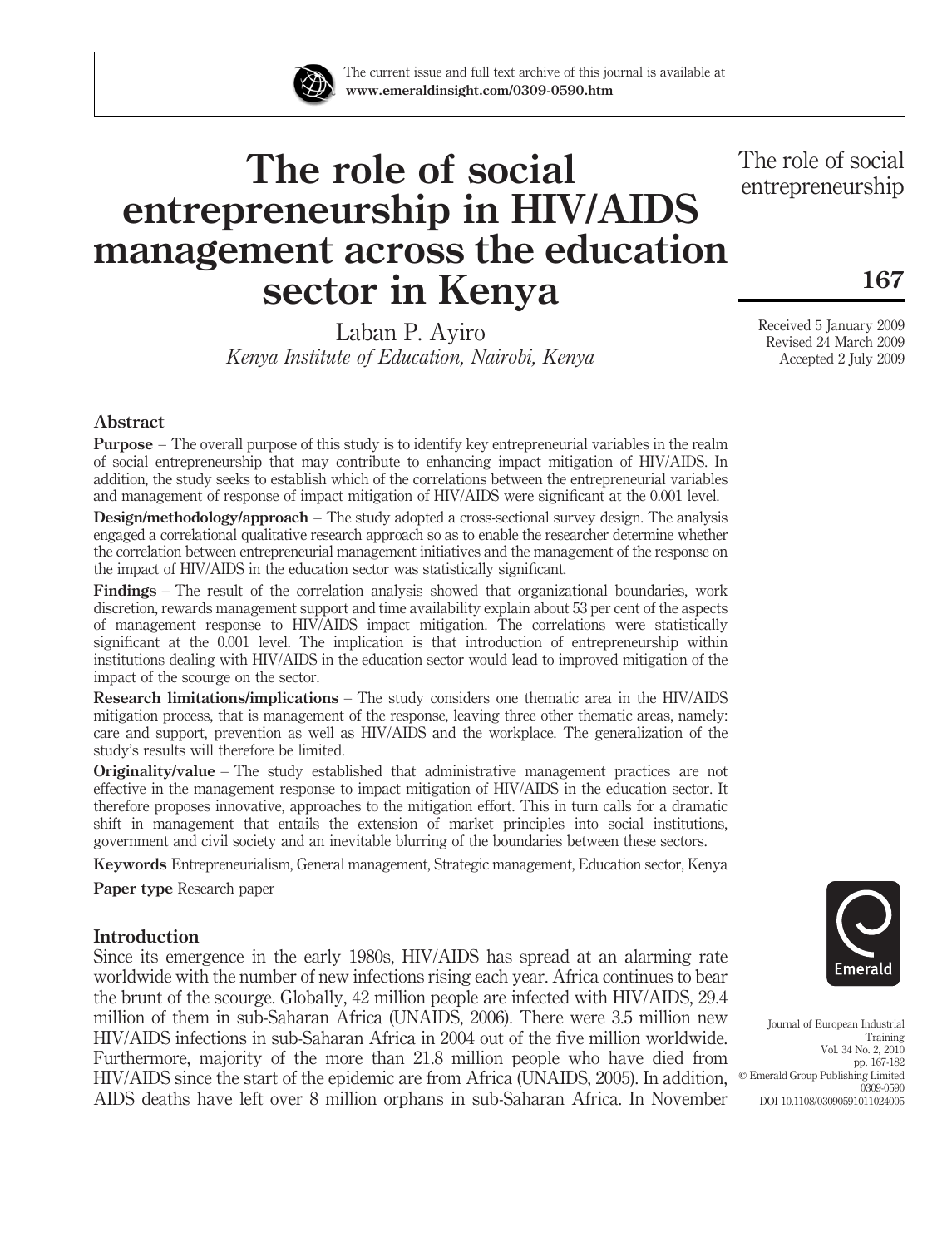The current issue and full text archive of this journal is available at
www.emeraldinsight.com/0309-0590.htm

# The role of social entrepreneurship in HIV/AIDS management across the education sector in Kenya

Laban P. Ayiro

*Kenya Institute of Education, Nairobi, Kenya*

Received 5 January 2009
Revised 24 March 2009
Accepted 2 July 2009

## Abstract

**Purpose** – The overall purpose of this study is to identify key entrepreneurial variables in the realm of social entrepreneurship that may contribute to enhancing impact mitigation of HIV/AIDS. In addition, the study seeks to establish which of the correlations between the entrepreneurial variables and management of response of impact mitigation of HIV/AIDS were significant at the 0.001 level.

**Design/methodology/approach** – The study adopted a cross-sectional survey design. The analysis engaged a correlational qualitative research approach so as to enable the researcher determine whether the correlation between entrepreneurial management initiatives and the management of the response on the impact of HIV/AIDS in the education sector was statistically significant.

**Findings** – The result of the correlation analysis showed that organizational boundaries, work discretion, rewards management support and time availability explain about 53 per cent of the aspects of management response to HIV/AIDS impact mitigation. The correlations were statistically significant at the 0.001 level. The implication is that introduction of entrepreneurship within institutions dealing with HIV/AIDS in the education sector would lead to improved mitigation of the impact of the scourge on the sector.

**Research limitations/implications** – The study considers one thematic area in the HIV/AIDS mitigation process, that is management of the response, leaving three other thematic areas, namely: care and support, prevention as well as HIV/AIDS and the workplace. The generalization of the study's results will therefore be limited.

**Originality/value** – The study established that administrative management practices are not effective in the management response to impact mitigation of HIV/AIDS in the education sector. It therefore proposes innovative, approaches to the mitigation effort. This in turn calls for a dramatic shift in management that entails the extension of market principles into social institutions, government and civil society and an inevitable blurring of the boundaries between these sectors.

**Keywords** Entrepreneurialism, General management, Strategic management, Education sector, Kenya

**Paper type** Research paper

## Introduction

Since its emergence in the early 1980s, HIV/AIDS has spread at an alarming rate worldwide with the number of new infections rising each year. Africa continues to bear the brunt of the scourge. Globally, 42 million people are infected with HIV/AIDS, 29.4 million of them in sub-Saharan Africa (UNAIDS, 2006). There were 3.5 million new HIV/AIDS infections in sub-Saharan Africa in 2004 out of the five million worldwide. Furthermore, majority of the more than 21.8 million people who have died from HIV/AIDS since the start of the epidemic are from Africa (UNAIDS, 2005). In addition, AIDS deaths have left over 8 million orphans in sub-Saharan Africa. In November

Journal of European Industrial Training
Vol. 34 No. 2, 2010
pp. 167-182
© Emerald Group Publishing Limited
0309-0590
DOI 10.1108/03090591011024005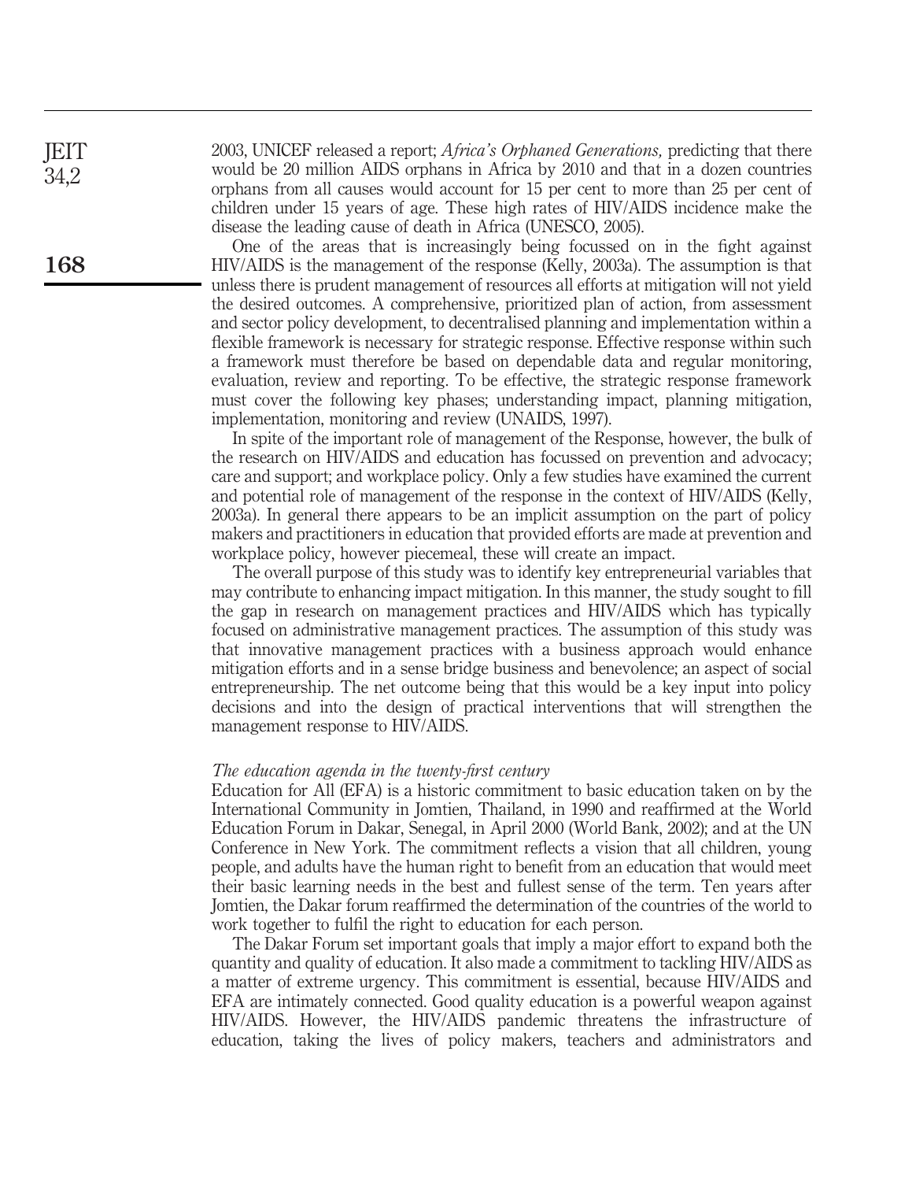2003, UNICEF released a report; *Africa's Orphaned Generations,* predicting that there would be 20 million AIDS orphans in Africa by 2010 and that in a dozen countries orphans from all causes would account for 15 per cent to more than 25 per cent of children under 15 years of age. These high rates of HIV/AIDS incidence make the disease the leading cause of death in Africa (UNESCO, 2005).

One of the areas that is increasingly being focussed on in the fight against HIV/AIDS is the management of the response (Kelly, 2003a). The assumption is that unless there is prudent management of resources all efforts at mitigation will not yield the desired outcomes. A comprehensive, prioritized plan of action, from assessment and sector policy development, to decentralised planning and implementation within a flexible framework is necessary for strategic response. Effective response within such a framework must therefore be based on dependable data and regular monitoring, evaluation, review and reporting. To be effective, the strategic response framework must cover the following key phases; understanding impact, planning mitigation, implementation, monitoring and review (UNAIDS, 1997).

In spite of the important role of management of the Response, however, the bulk of the research on HIV/AIDS and education has focussed on prevention and advocacy; care and support; and workplace policy. Only a few studies have examined the current and potential role of management of the response in the context of HIV/AIDS (Kelly, 2003a). In general there appears to be an implicit assumption on the part of policy makers and practitioners in education that provided efforts are made at prevention and workplace policy, however piecemeal, these will create an impact.

The overall purpose of this study was to identify key entrepreneurial variables that may contribute to enhancing impact mitigation. In this manner, the study sought to fill the gap in research on management practices and HIV/AIDS which has typically focused on administrative management practices. The assumption of this study was that innovative management practices with a business approach would enhance mitigation efforts and in a sense bridge business and benevolence; an aspect of social entrepreneurship. The net outcome being that this would be a key input into policy decisions and into the design of practical interventions that will strengthen the management response to HIV/AIDS.

### *The education agenda in the twenty-first century*

Education for All (EFA) is a historic commitment to basic education taken on by the International Community in Jomtien, Thailand, in 1990 and reaffirmed at the World Education Forum in Dakar, Senegal, in April 2000 (World Bank, 2002); and at the UN Conference in New York. The commitment reflects a vision that all children, young people, and adults have the human right to benefit from an education that would meet their basic learning needs in the best and fullest sense of the term. Ten years after Jomtien, the Dakar forum reaffirmed the determination of the countries of the world to work together to fulfil the right to education for each person.

The Dakar Forum set important goals that imply a major effort to expand both the quantity and quality of education. It also made a commitment to tackling HIV/AIDS as a matter of extreme urgency. This commitment is essential, because HIV/AIDS and EFA are intimately connected. Good quality education is a powerful weapon against HIV/AIDS. However, the HIV/AIDS pandemic threatens the infrastructure of education, taking the lives of policy makers, teachers and administrators and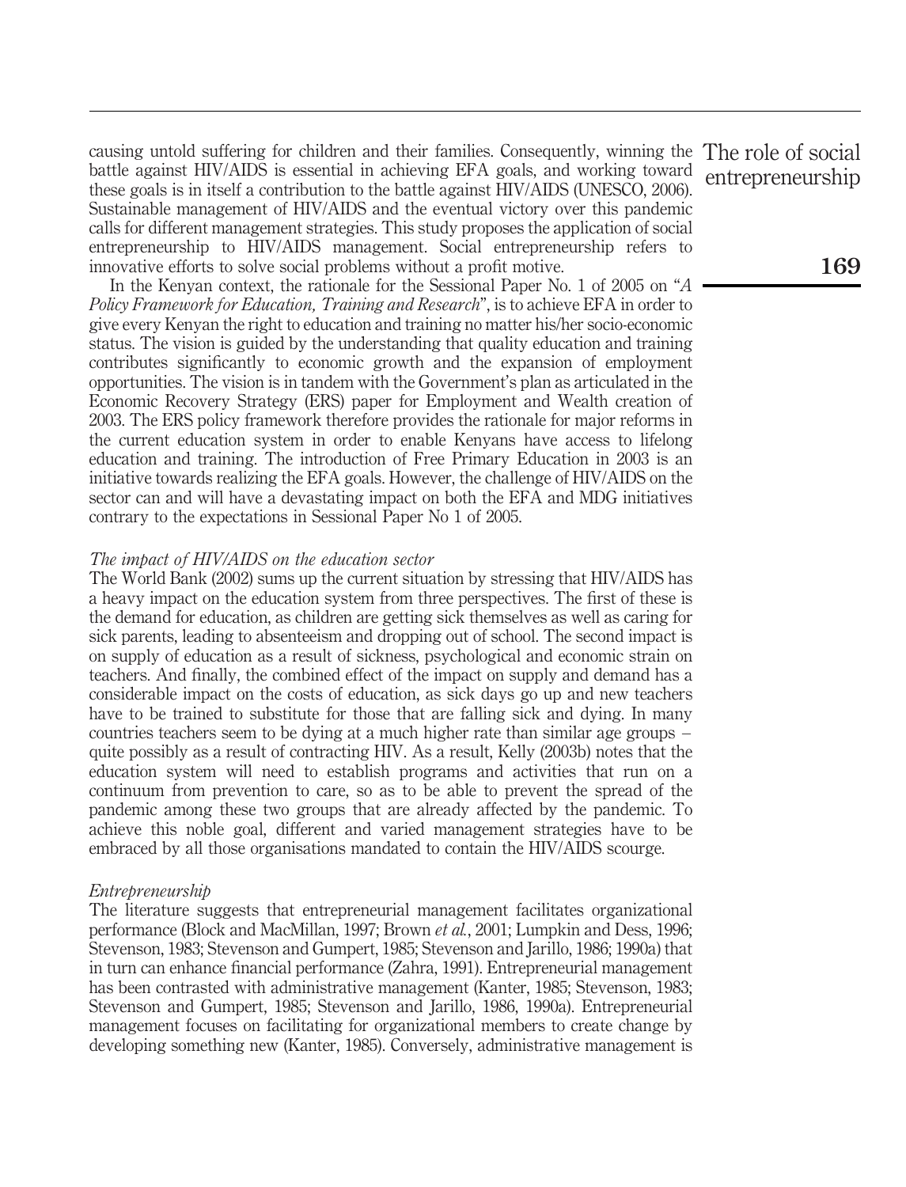causing untold suffering for children and their families. Consequently, winning the battle against HIV/AIDS is essential in achieving EFA goals, and working toward these goals is in itself a contribution to the battle against HIV/AIDS (UNESCO, 2006). Sustainable management of HIV/AIDS and the eventual victory over this pandemic calls for different management strategies. This study proposes the application of social entrepreneurship to HIV/AIDS management. Social entrepreneurship refers to innovative efforts to solve social problems without a profit motive.

In the Kenyan context, the rationale for the Sessional Paper No. 1 of 2005 on "*A Policy Framework for Education, Training and Research*", is to achieve EFA in order to give every Kenyan the right to education and training no matter his/her socio-economic status. The vision is guided by the understanding that quality education and training contributes significantly to economic growth and the expansion of employment opportunities. The vision is in tandem with the Government's plan as articulated in the Economic Recovery Strategy (ERS) paper for Employment and Wealth creation of 2003. The ERS policy framework therefore provides the rationale for major reforms in the current education system in order to enable Kenyans have access to lifelong education and training. The introduction of Free Primary Education in 2003 is an initiative towards realizing the EFA goals. However, the challenge of HIV/AIDS on the sector can and will have a devastating impact on both the EFA and MDG initiatives contrary to the expectations in Sessional Paper No 1 of 2005.

### *The impact of HIV/AIDS on the education sector*

The World Bank (2002) sums up the current situation by stressing that HIV/AIDS has a heavy impact on the education system from three perspectives. The first of these is the demand for education, as children are getting sick themselves as well as caring for sick parents, leading to absenteeism and dropping out of school. The second impact is on supply of education as a result of sickness, psychological and economic strain on teachers. And finally, the combined effect of the impact on supply and demand has a considerable impact on the costs of education, as sick days go up and new teachers have to be trained to substitute for those that are falling sick and dying. In many countries teachers seem to be dying at a much higher rate than similar age groups – quite possibly as a result of contracting HIV. As a result, Kelly (2003b) notes that the education system will need to establish programs and activities that run on a continuum from prevention to care, so as to be able to prevent the spread of the pandemic among these two groups that are already affected by the pandemic. To achieve this noble goal, different and varied management strategies have to be embraced by all those organisations mandated to contain the HIV/AIDS scourge.

### *Entrepreneurship*

The literature suggests that entrepreneurial management facilitates organizational performance (Block and MacMillan, 1997; Brown *et al.*, 2001; Lumpkin and Dess, 1996; Stevenson, 1983; Stevenson and Gumpert, 1985; Stevenson and Jarillo, 1986; 1990a) that in turn can enhance financial performance (Zahra, 1991). Entrepreneurial management has been contrasted with administrative management (Kanter, 1985; Stevenson, 1983; Stevenson and Gumpert, 1985; Stevenson and Jarillo, 1986, 1990a). Entrepreneurial management focuses on facilitating for organizational members to create change by developing something new (Kanter, 1985). Conversely, administrative management is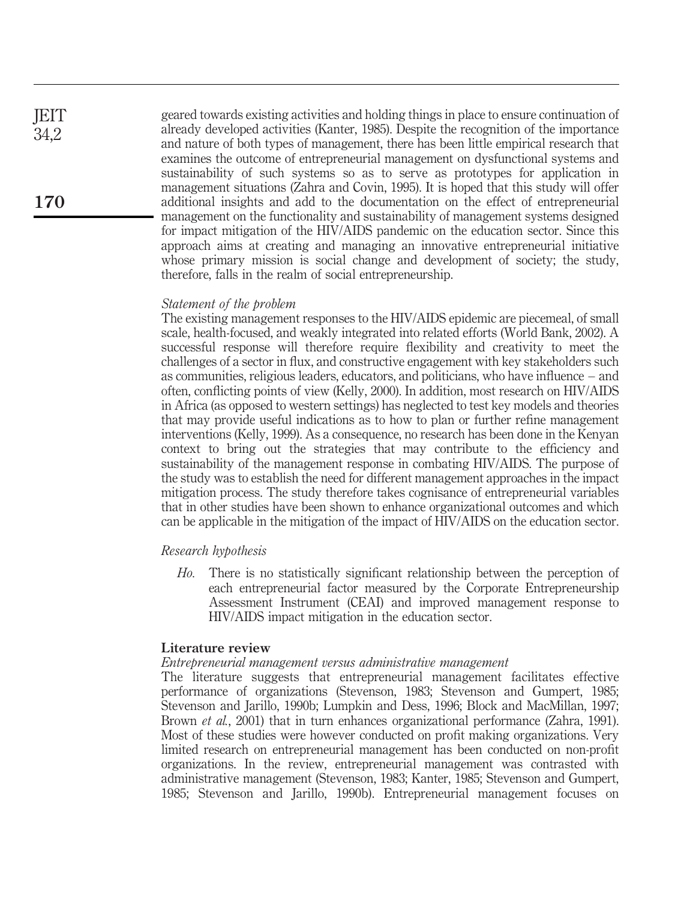geared towards existing activities and holding things in place to ensure continuation of already developed activities (Kanter, 1985). Despite the recognition of the importance and nature of both types of management, there has been little empirical research that examines the outcome of entrepreneurial management on dysfunctional systems and sustainability of such systems so as to serve as prototypes for application in management situations (Zahra and Covin, 1995). It is hoped that this study will offer additional insights and add to the documentation on the effect of entrepreneurial management on the functionality and sustainability of management systems designed for impact mitigation of the HIV/AIDS pandemic on the education sector. Since this approach aims at creating and managing an innovative entrepreneurial initiative whose primary mission is social change and development of society; the study, therefore, falls in the realm of social entrepreneurship.

### *Statement of the problem*

The existing management responses to the HIV/AIDS epidemic are piecemeal, of small scale, health-focused, and weakly integrated into related efforts (World Bank, 2002). A successful response will therefore require flexibility and creativity to meet the challenges of a sector in flux, and constructive engagement with key stakeholders such as communities, religious leaders, educators, and politicians, who have influence – and often, conflicting points of view (Kelly, 2000). In addition, most research on HIV/AIDS in Africa (as opposed to western settings) has neglected to test key models and theories that may provide useful indications as to how to plan or further refine management interventions (Kelly, 1999). As a consequence, no research has been done in the Kenyan context to bring out the strategies that may contribute to the efficiency and sustainability of the management response in combating HIV/AIDS. The purpose of the study was to establish the need for different management approaches in the impact mitigation process. The study therefore takes cognisance of entrepreneurial variables that in other studies have been shown to enhance organizational outcomes and which can be applicable in the mitigation of the impact of HIV/AIDS on the education sector.

### *Research hypothesis*

*Ho.* There is no statistically significant relationship between the perception of each entrepreneurial factor measured by the Corporate Entrepreneurship Assessment Instrument (CEAI) and improved management response to HIV/AIDS impact mitigation in the education sector.

## Literature review

### *Entrepreneurial management versus administrative management*

The literature suggests that entrepreneurial management facilitates effective performance of organizations (Stevenson, 1983; Stevenson and Gumpert, 1985; Stevenson and Jarillo, 1990b; Lumpkin and Dess, 1996; Block and MacMillan, 1997; Brown *et al.*, 2001) that in turn enhances organizational performance (Zahra, 1991). Most of these studies were however conducted on profit making organizations. Very limited research on entrepreneurial management has been conducted on non-profit organizations. In the review, entrepreneurial management was contrasted with administrative management (Stevenson, 1983; Kanter, 1985; Stevenson and Gumpert, 1985; Stevenson and Jarillo, 1990b). Entrepreneurial management focuses on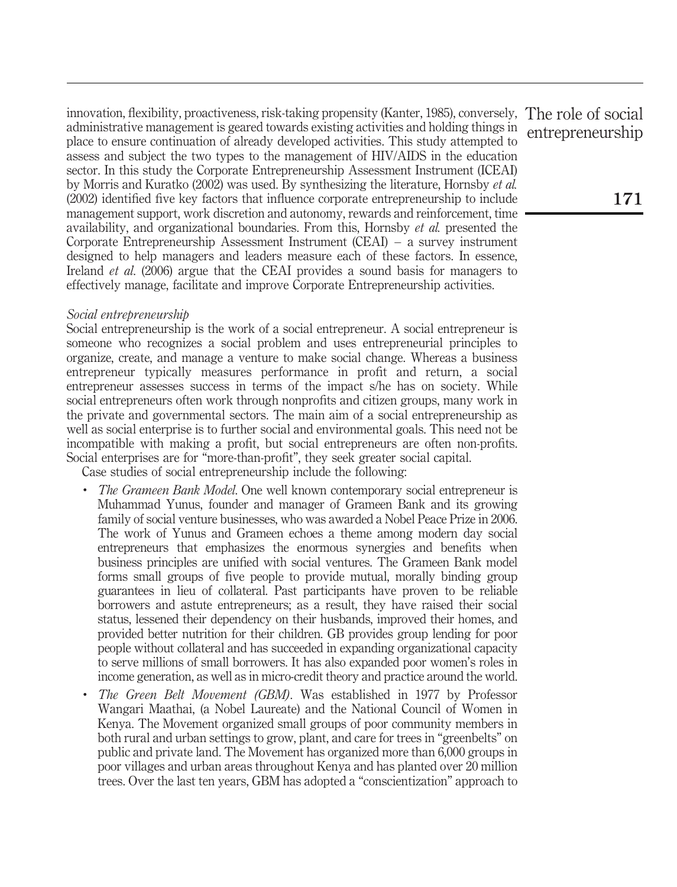innovation, flexibility, proactiveness, risk-taking propensity (Kanter, 1985), conversely, administrative management is geared towards existing activities and holding things in place to ensure continuation of already developed activities. This study attempted to assess and subject the two types to the management of HIV/AIDS in the education sector. In this study the Corporate Entrepreneurship Assessment Instrument (ICEAI) by Morris and Kuratko (2002) was used. By synthesizing the literature, Hornsby *et al.* (2002) identified five key factors that influence corporate entrepreneurship to include management support, work discretion and autonomy, rewards and reinforcement, time availability, and organizational boundaries. From this, Hornsby *et al.* presented the Corporate Entrepreneurship Assessment Instrument (CEAI) – a survey instrument designed to help managers and leaders measure each of these factors. In essence, Ireland *et al.* (2006) argue that the CEAI provides a sound basis for managers to effectively manage, facilitate and improve Corporate Entrepreneurship activities.

### *Social entrepreneurship*

Social entrepreneurship is the work of a social entrepreneur. A social entrepreneur is someone who recognizes a social problem and uses entrepreneurial principles to organize, create, and manage a venture to make social change. Whereas a business entrepreneur typically measures performance in profit and return, a social entrepreneur assesses success in terms of the impact s/he has on society. While social entrepreneurs often work through nonprofits and citizen groups, many work in the private and governmental sectors. The main aim of a social entrepreneurship as well as social enterprise is to further social and environmental goals. This need not be incompatible with making a profit, but social entrepreneurs are often non-profits. Social enterprises are for "more-than-profit", they seek greater social capital.

Case studies of social entrepreneurship include the following:

- *The Grameen Bank Model*. One well known contemporary social entrepreneur is Muhammad Yunus, founder and manager of Grameen Bank and its growing family of social venture businesses, who was awarded a Nobel Peace Prize in 2006. The work of Yunus and Grameen echoes a theme among modern day social entrepreneurs that emphasizes the enormous synergies and benefits when business principles are unified with social ventures. The Grameen Bank model forms small groups of five people to provide mutual, morally binding group guarantees in lieu of collateral. Past participants have proven to be reliable borrowers and astute entrepreneurs; as a result, they have raised their social status, lessened their dependency on their husbands, improved their homes, and provided better nutrition for their children. GB provides group lending for poor people without collateral and has succeeded in expanding organizational capacity to serve millions of small borrowers. It has also expanded poor women's roles in income generation, as well as in micro-credit theory and practice around the world.
- *The Green Belt Movement (GBM)*. Was established in 1977 by Professor Wangari Maathai, (a Nobel Laureate) and the National Council of Women in Kenya. The Movement organized small groups of poor community members in both rural and urban settings to grow, plant, and care for trees in "greenbelts" on public and private land. The Movement has organized more than 6,000 groups in poor villages and urban areas throughout Kenya and has planted over 20 million trees. Over the last ten years, GBM has adopted a "conscientization" approach to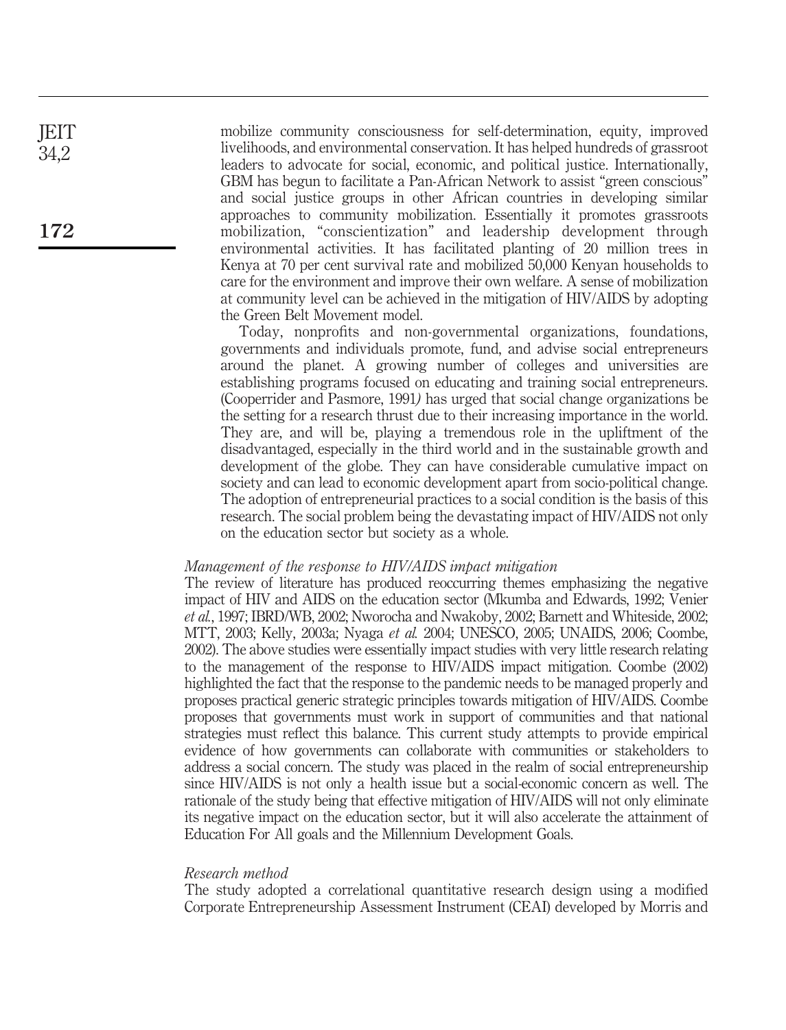mobilize community consciousness for self-determination, equity, improved livelihoods, and environmental conservation. It has helped hundreds of grassroot leaders to advocate for social, economic, and political justice. Internationally, GBM has begun to facilitate a Pan-African Network to assist "green conscious" and social justice groups in other African countries in developing similar approaches to community mobilization. Essentially it promotes grassroots mobilization, "conscientization" and leadership development through environmental activities. It has facilitated planting of 20 million trees in Kenya at 70 per cent survival rate and mobilized 50,000 Kenyan households to care for the environment and improve their own welfare. A sense of mobilization at community level can be achieved in the mitigation of HIV/AIDS by adopting the Green Belt Movement model.

Today, nonprofits and non-governmental organizations, foundations, governments and individuals promote, fund, and advise social entrepreneurs around the planet. A growing number of colleges and universities are establishing programs focused on educating and training social entrepreneurs. (Cooperrider and Pasmore, 1991) has urged that social change organizations be the setting for a research thrust due to their increasing importance in the world. They are, and will be, playing a tremendous role in the upliftment of the disadvantaged, especially in the third world and in the sustainable growth and development of the globe. They can have considerable cumulative impact on society and can lead to economic development apart from socio-political change. The adoption of entrepreneurial practices to a social condition is the basis of this research. The social problem being the devastating impact of HIV/AIDS not only on the education sector but society as a whole.

### *Management of the response to HIV/AIDS impact mitigation*

The review of literature has produced reoccurring themes emphasizing the negative impact of HIV and AIDS on the education sector (Mkumba and Edwards, 1992; Venier *et al.*, 1997; IBRD/WB, 2002; Nworocha and Nwakoby, 2002; Barnett and Whiteside, 2002; MTT, 2003; Kelly, 2003a; Nyaga *et al.* 2004; UNESCO, 2005; UNAIDS, 2006; Coombe, 2002). The above studies were essentially impact studies with very little research relating to the management of the response to HIV/AIDS impact mitigation. Coombe (2002) highlighted the fact that the response to the pandemic needs to be managed properly and proposes practical generic strategic principles towards mitigation of HIV/AIDS. Coombe proposes that governments must work in support of communities and that national strategies must reflect this balance. This current study attempts to provide empirical evidence of how governments can collaborate with communities or stakeholders to address a social concern. The study was placed in the realm of social entrepreneurship since HIV/AIDS is not only a health issue but a social-economic concern as well. The rationale of the study being that effective mitigation of HIV/AIDS will not only eliminate its negative impact on the education sector, but it will also accelerate the attainment of Education For All goals and the Millennium Development Goals.

### *Research method*

The study adopted a correlational quantitative research design using a modified Corporate Entrepreneurship Assessment Instrument (CEAI) developed by Morris and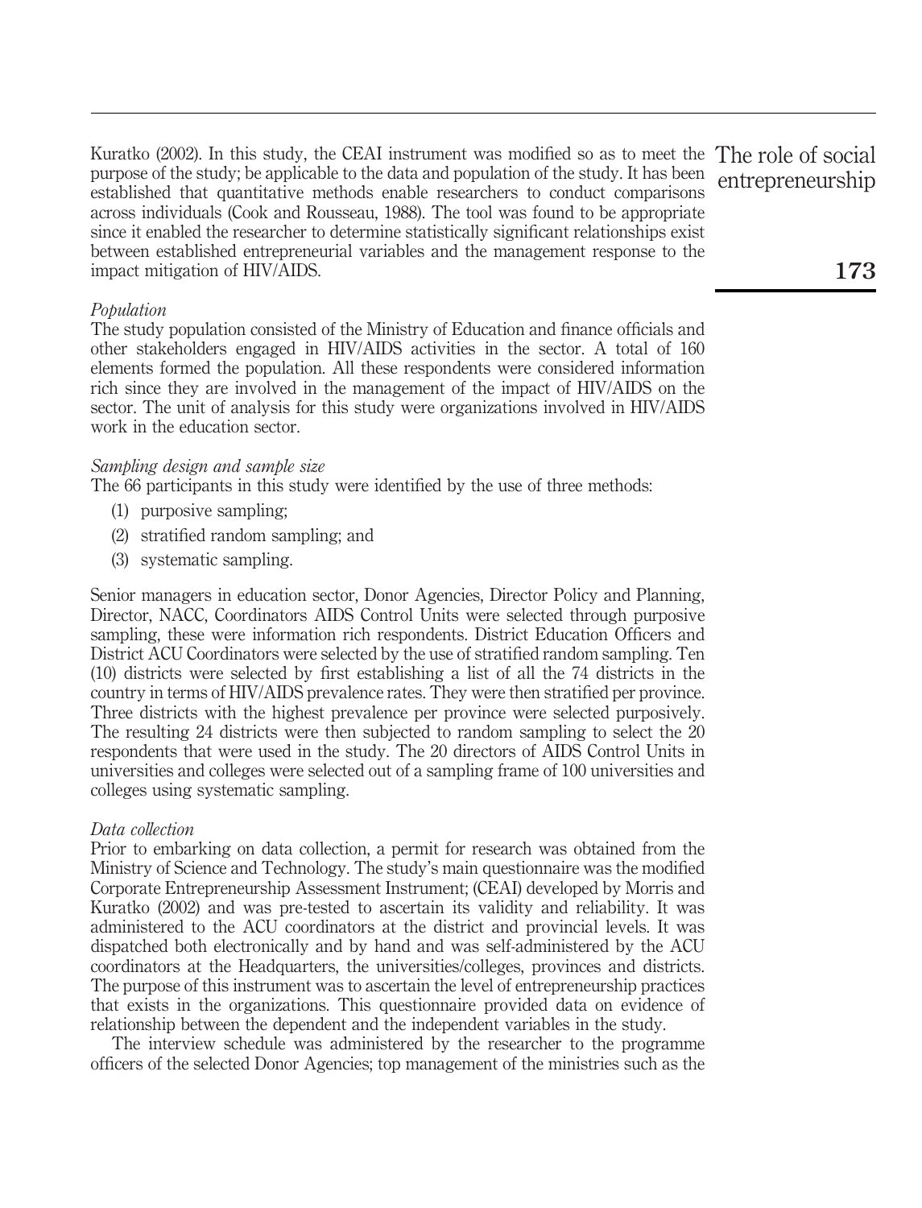Kuratko (2002). In this study, the CEAI instrument was modified so as to meet the purpose of the study; be applicable to the data and population of the study. It has been established that quantitative methods enable researchers to conduct comparisons across individuals (Cook and Rousseau, 1988). The tool was found to be appropriate since it enabled the researcher to determine statistically significant relationships exist between established entrepreneurial variables and the management response to the impact mitigation of HIV/AIDS.

*Population*

The study population consisted of the Ministry of Education and finance officials and other stakeholders engaged in HIV/AIDS activities in the sector. A total of 160 elements formed the population. All these respondents were considered information rich since they are involved in the management of the impact of HIV/AIDS on the sector. The unit of analysis for this study were organizations involved in HIV/AIDS work in the education sector.

*Sampling design and sample size*

The 66 participants in this study were identified by the use of three methods:

(1) purposive sampling;

(2) stratified random sampling; and

(3) systematic sampling.

Senior managers in education sector, Donor Agencies, Director Policy and Planning, Director, NACC, Coordinators AIDS Control Units were selected through purposive sampling, these were information rich respondents. District Education Officers and District ACU Coordinators were selected by the use of stratified random sampling. Ten (10) districts were selected by first establishing a list of all the 74 districts in the country in terms of HIV/AIDS prevalence rates. They were then stratified per province. Three districts with the highest prevalence per province were selected purposively. The resulting 24 districts were then subjected to random sampling to select the 20 respondents that were used in the study. The 20 directors of AIDS Control Units in universities and colleges were selected out of a sampling frame of 100 universities and colleges using systematic sampling.

*Data collection*

Prior to embarking on data collection, a permit for research was obtained from the Ministry of Science and Technology. The study's main questionnaire was the modified Corporate Entrepreneurship Assessment Instrument; (CEAI) developed by Morris and Kuratko (2002) and was pre-tested to ascertain its validity and reliability. It was administered to the ACU coordinators at the district and provincial levels. It was dispatched both electronically and by hand and was self-administered by the ACU coordinators at the Headquarters, the universities/colleges, provinces and districts. The purpose of this instrument was to ascertain the level of entrepreneurship practices that exists in the organizations. This questionnaire provided data on evidence of relationship between the dependent and the independent variables in the study.

The interview schedule was administered by the researcher to the programme officers of the selected Donor Agencies; top management of the ministries such as the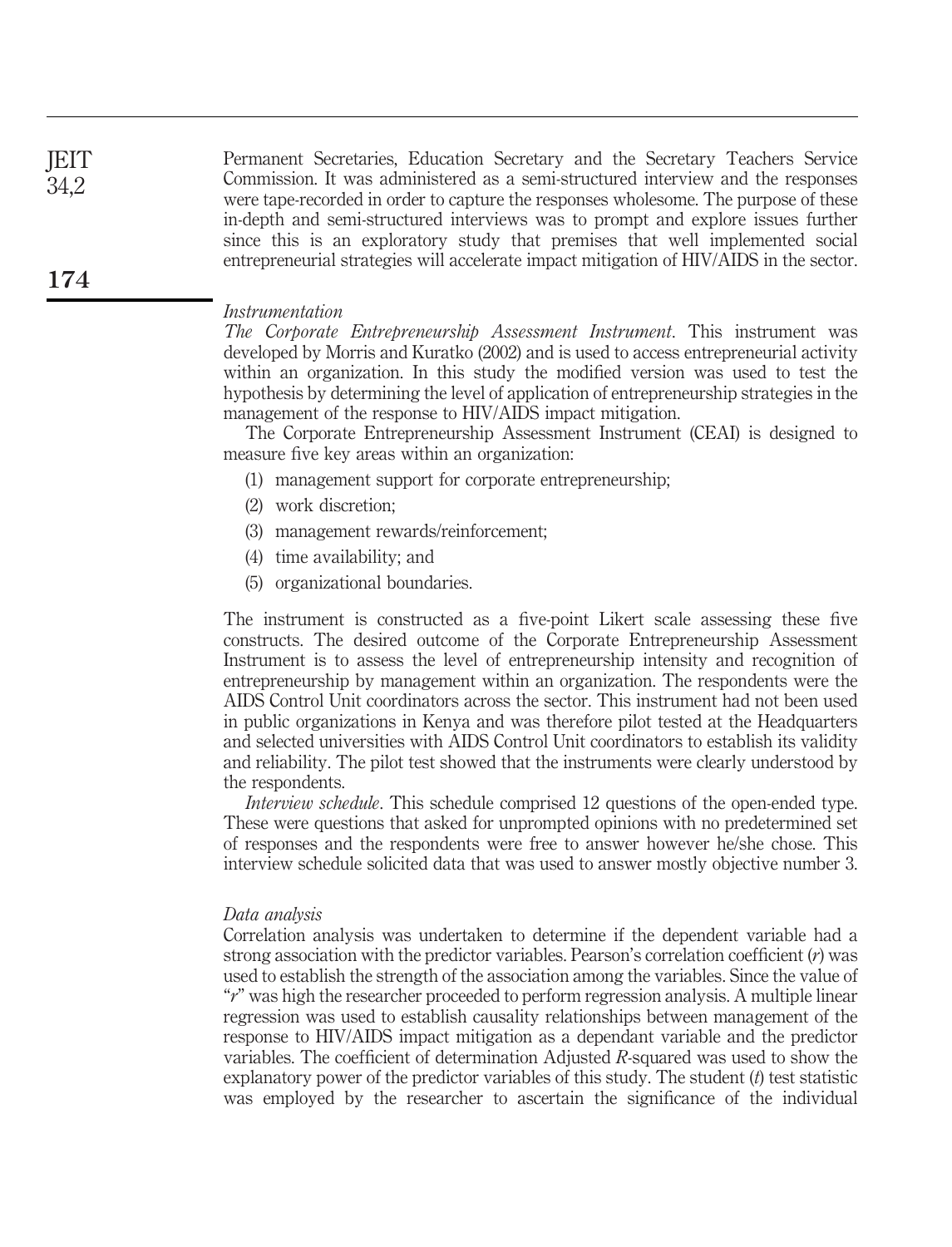Permanent Secretaries, Education Secretary and the Secretary Teachers Service Commission. It was administered as a semi-structured interview and the responses were tape-recorded in order to capture the responses wholesome. The purpose of these in-depth and semi-structured interviews was to prompt and explore issues further since this is an exploratory study that premises that well implemented social entrepreneurial strategies will accelerate impact mitigation of HIV/AIDS in the sector.

### Instrumentation

*The Corporate Entrepreneurship Assessment Instrument*. This instrument was developed by Morris and Kuratko (2002) and is used to access entrepreneurial activity within an organization. In this study the modified version was used to test the hypothesis by determining the level of application of entrepreneurship strategies in the management of the response to HIV/AIDS impact mitigation.

The Corporate Entrepreneurship Assessment Instrument (CEAI) is designed to measure five key areas within an organization:

1. management support for corporate entrepreneurship;
2. work discretion;
3. management rewards/reinforcement;
4. time availability; and
5. organizational boundaries.

The instrument is constructed as a five-point Likert scale assessing these five constructs. The desired outcome of the Corporate Entrepreneurship Assessment Instrument is to assess the level of entrepreneurship intensity and recognition of entrepreneurship by management within an organization. The respondents were the AIDS Control Unit coordinators across the sector. This instrument had not been used in public organizations in Kenya and was therefore pilot tested at the Headquarters and selected universities with AIDS Control Unit coordinators to establish its validity and reliability. The pilot test showed that the instruments were clearly understood by the respondents.

*Interview schedule*. This schedule comprised 12 questions of the open-ended type. These were questions that asked for unprompted opinions with no predetermined set of responses and the respondents were free to answer however he/she chose. This interview schedule solicited data that was used to answer mostly objective number 3.

### Data analysis

Correlation analysis was undertaken to determine if the dependent variable had a strong association with the predictor variables. Pearson's correlation coefficient ($r$) was used to establish the strength of the association among the variables. Since the value of "$r$" was high the researcher proceeded to perform regression analysis. A multiple linear regression was used to establish causality relationships between management of the response to HIV/AIDS impact mitigation as a dependant variable and the predictor variables. The coefficient of determination Adjusted $R$-squared was used to show the explanatory power of the predictor variables of this study. The student ($t$) test statistic was employed by the researcher to ascertain the significance of the individual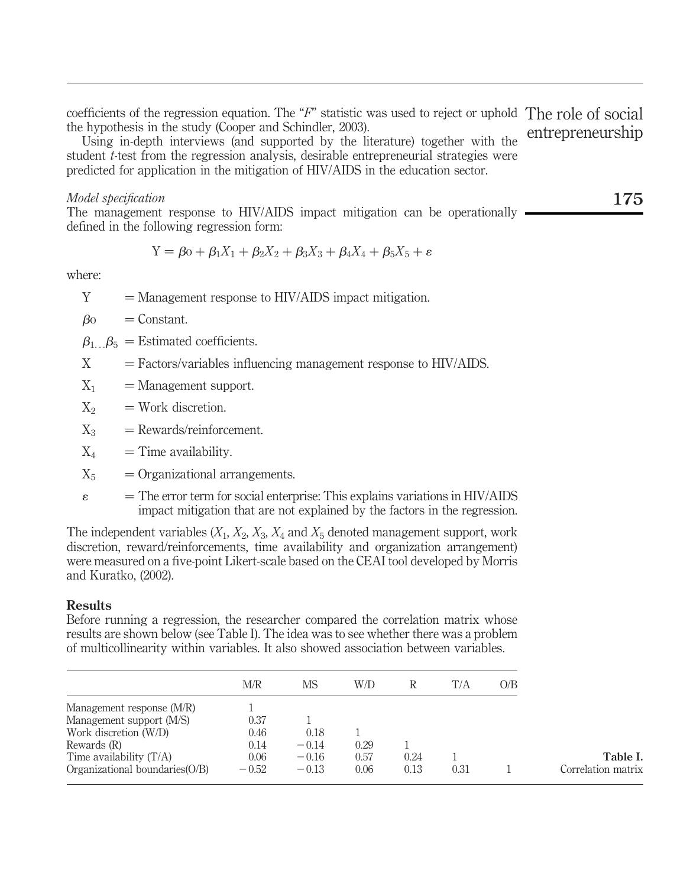coefficients of the regression equation. The "$F$" statistic was used to reject or uphold the hypothesis in the study (Cooper and Schindler, 2003).

Using in-depth interviews (and supported by the literature) together with the student $t$-test from the regression analysis, desirable entrepreneurial strategies were predicted for application in the mitigation of HIV/AIDS in the education sector.

*Model specification*

The management response to HIV/AIDS impact mitigation can be operationally defined in the following regression form:

$$Y = \beta o + \beta_1 X_1 + \beta_2 X_2 + \beta_3 X_3 + \beta_4 X_4 + \beta_5 X_5 + \varepsilon$$

where:

- Y = Management response to HIV/AIDS impact mitigation.
- $\beta o$ = Constant.
- $\beta_{1 \ldots} \beta_5$ = Estimated coefficients.
- X = Factors/variables influencing management response to HIV/AIDS.
- $X_1$ = Management support.
- $X_2$ = Work discretion.
- $X_3$ = Rewards/reinforcement.
- $X_4$ = Time availability.
- $X_5$ = Organizational arrangements.
- $\varepsilon$ = The error term for social enterprise: This explains variations in HIV/AIDS impact mitigation that are not explained by the factors in the regression.

The independent variables ($X_1$, $X_2$, $X_3$, $X_4$ and $X_5$ denoted management support, work discretion, reward/reinforcements, time availability and organization arrangement) were measured on a five-point Likert-scale based on the CEAI tool developed by Morris and Kuratko, (2002).

## Results

Before running a regression, the researcher compared the correlation matrix whose results are shown below (see Table I). The idea was to see whether there was a problem of multicollinearity within variables. It also showed association between variables.

| | M/R | MS | W/D | R | T/A | O/B |
|---|---|---|---|---|---|---|
| Management response (M/R) | 1 | | | | | |
| Management support (M/S) | 0.37 | 1 | | | | |
| Work discretion (W/D) | 0.46 | 0.18 | 1 | | | |
| Rewards (R) | 0.14 | −0.14 | 0.29 | 1 | | |
| Time availability (T/A) | 0.06 | −0.16 | 0.57 | 0.24 | 1 | |
| Organizational boundaries(O/B) | −0.52 | −0.13 | 0.06 | 0.13 | 0.31 | 1 |

**Table I.** Correlation matrix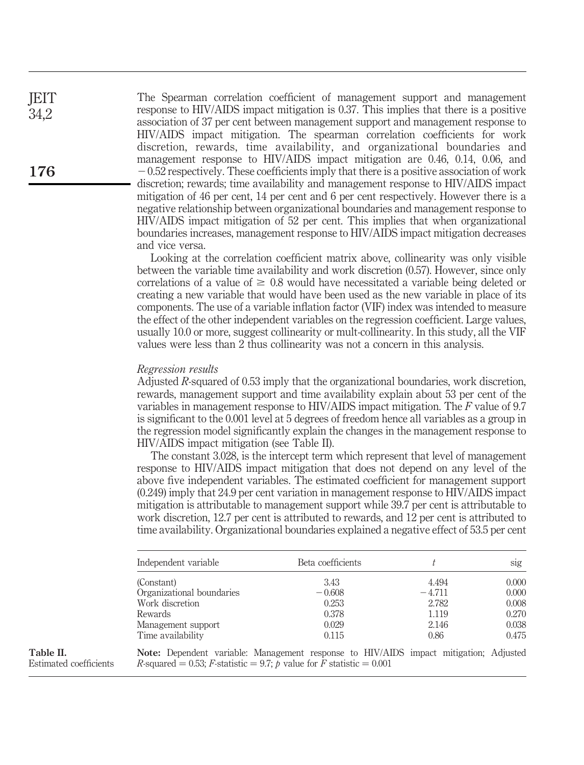The Spearman correlation coefficient of management support and management response to HIV/AIDS impact mitigation is 0.37. This implies that there is a positive association of 37 per cent between management support and management response to HIV/AIDS impact mitigation. The spearman correlation coefficients for work discretion, rewards, time availability, and organizational boundaries and management response to HIV/AIDS impact mitigation are 0.46, 0.14, 0.06, and −0.52 respectively. These coefficients imply that there is a positive association of work discretion; rewards; time availability and management response to HIV/AIDS impact mitigation of 46 per cent, 14 per cent and 6 per cent respectively. However there is a negative relationship between organizational boundaries and management response to HIV/AIDS impact mitigation of 52 per cent. This implies that when organizational boundaries increases, management response to HIV/AIDS impact mitigation decreases and vice versa.

Looking at the correlation coefficient matrix above, collinearity was only visible between the variable time availability and work discretion (0.57). However, since only correlations of a value of ≥ 0.8 would have necessitated a variable being deleted or creating a new variable that would have been used as the new variable in place of its components. The use of a variable inflation factor (VIF) index was intended to measure the effect of the other independent variables on the regression coefficient. Large values, usually 10.0 or more, suggest collinearity or mult-collinearity. In this study, all the VIF values were less than 2 thus collinearity was not a concern in this analysis.

### *Regression results*

Adjusted $R$-squared of 0.53 imply that the organizational boundaries, work discretion, rewards, management support and time availability explain about 53 per cent of the variables in management response to HIV/AIDS impact mitigation. The $F$ value of 9.7 is significant to the 0.001 level at 5 degrees of freedom hence all variables as a group in the regression model significantly explain the changes in the management response to HIV/AIDS impact mitigation (see Table II).

The constant 3.028, is the intercept term which represent that level of management response to HIV/AIDS impact mitigation that does not depend on any level of the above five independent variables. The estimated coefficient for management support (0.249) imply that 24.9 per cent variation in management response to HIV/AIDS impact mitigation is attributable to management support while 39.7 per cent is attributable to work discretion, 12.7 per cent is attributed to rewards, and 12 per cent is attributed to time availability. Organizational boundaries explained a negative effect of 53.5 per cent

| Independent variable | Beta coefficients | $t$ | sig |
|---|---|---|---|
| (Constant) | 3.43 | 4.494 | 0.000 |
| Organizational boundaries | −0.608 | −4.711 | 0.000 |
| Work discretion | 0.253 | 2.782 | 0.008 |
| Rewards | 0.378 | 1.119 | 0.270 |
| Management support | 0.029 | 2.146 | 0.038 |
| Time availability | 0.115 | 0.86 | 0.475 |

**Note:** Dependent variable: Management response to HIV/AIDS impact mitigation; Adjusted $R$-squared = 0.53; $F$-statistic = 9.7; $p$ value for $F$ statistic = 0.001

**Table II.** Estimated coefficients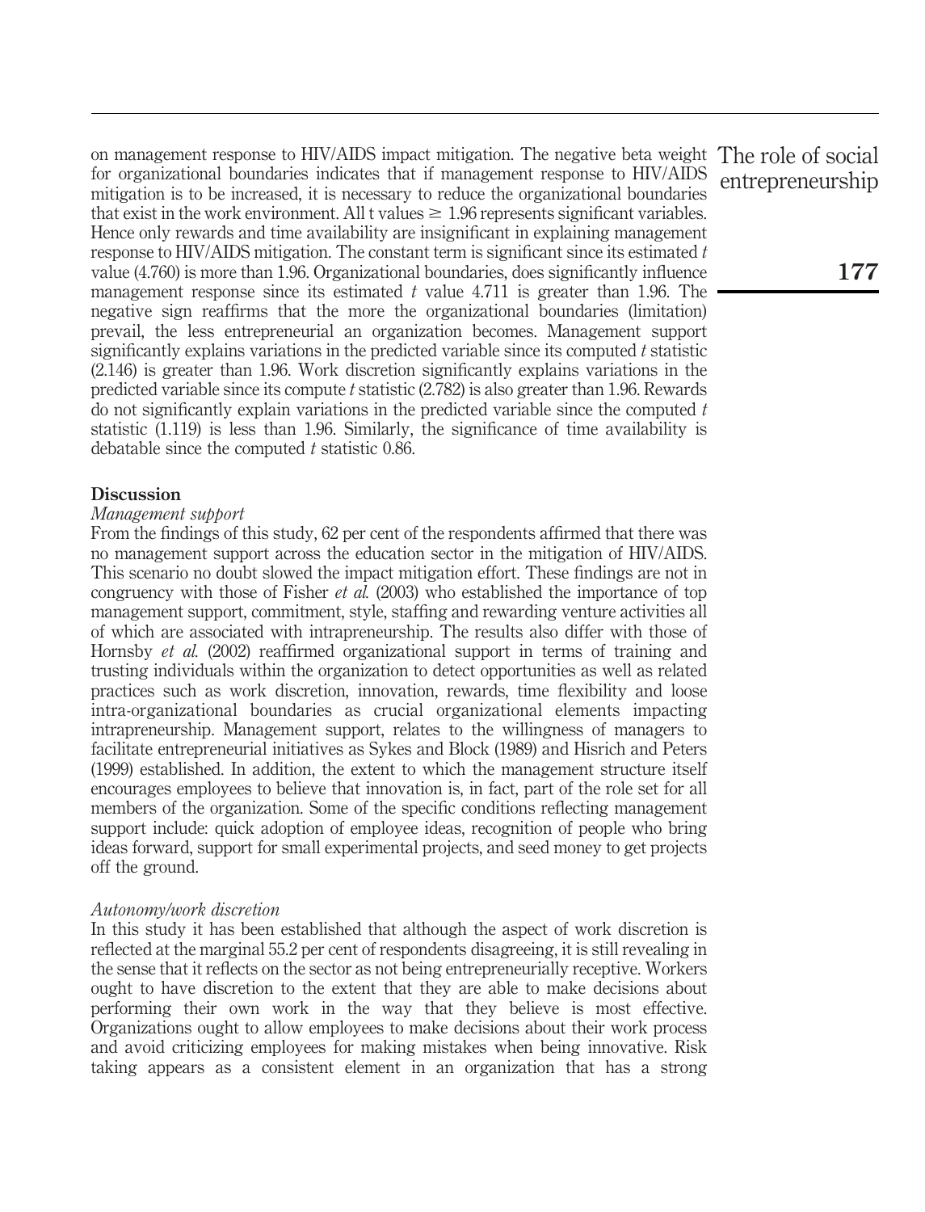on management response to HIV/AIDS impact mitigation. The negative beta weight for organizational boundaries indicates that if management response to HIV/AIDS mitigation is to be increased, it is necessary to reduce the organizational boundaries that exist in the work environment. All t values $\geq$ 1.96 represents significant variables. Hence only rewards and time availability are insignificant in explaining management response to HIV/AIDS mitigation. The constant term is significant since its estimated $t$ value (4.760) is more than 1.96. Organizational boundaries, does significantly influence management response since its estimated $t$ value 4.711 is greater than 1.96. The negative sign reaffirms that the more the organizational boundaries (limitation) prevail, the less entrepreneurial an organization becomes. Management support significantly explains variations in the predicted variable since its computed $t$ statistic (2.146) is greater than 1.96. Work discretion significantly explains variations in the predicted variable since its compute $t$ statistic (2.782) is also greater than 1.96. Rewards do not significantly explain variations in the predicted variable since the computed $t$ statistic (1.119) is less than 1.96. Similarly, the significance of time availability is debatable since the computed $t$ statistic 0.86.

## Discussion

### *Management support*

From the findings of this study, 62 per cent of the respondents affirmed that there was no management support across the education sector in the mitigation of HIV/AIDS. This scenario no doubt slowed the impact mitigation effort. These findings are not in congruency with those of Fisher *et al.* (2003) who established the importance of top management support, commitment, style, staffing and rewarding venture activities all of which are associated with intrapreneurship. The results also differ with those of Hornsby *et al.* (2002) reaffirmed organizational support in terms of training and trusting individuals within the organization to detect opportunities as well as related practices such as work discretion, innovation, rewards, time flexibility and loose intra-organizational boundaries as crucial organizational elements impacting intrapreneurship. Management support, relates to the willingness of managers to facilitate entrepreneurial initiatives as Sykes and Block (1989) and Hisrich and Peters (1999) established. In addition, the extent to which the management structure itself encourages employees to believe that innovation is, in fact, part of the role set for all members of the organization. Some of the specific conditions reflecting management support include: quick adoption of employee ideas, recognition of people who bring ideas forward, support for small experimental projects, and seed money to get projects off the ground.

### *Autonomy/work discretion*

In this study it has been established that although the aspect of work discretion is reflected at the marginal 55.2 per cent of respondents disagreeing, it is still revealing in the sense that it reflects on the sector as not being entrepreneurially receptive. Workers ought to have discretion to the extent that they are able to make decisions about performing their own work in the way that they believe is most effective. Organizations ought to allow employees to make decisions about their work process and avoid criticizing employees for making mistakes when being innovative. Risk taking appears as a consistent element in an organization that has a strong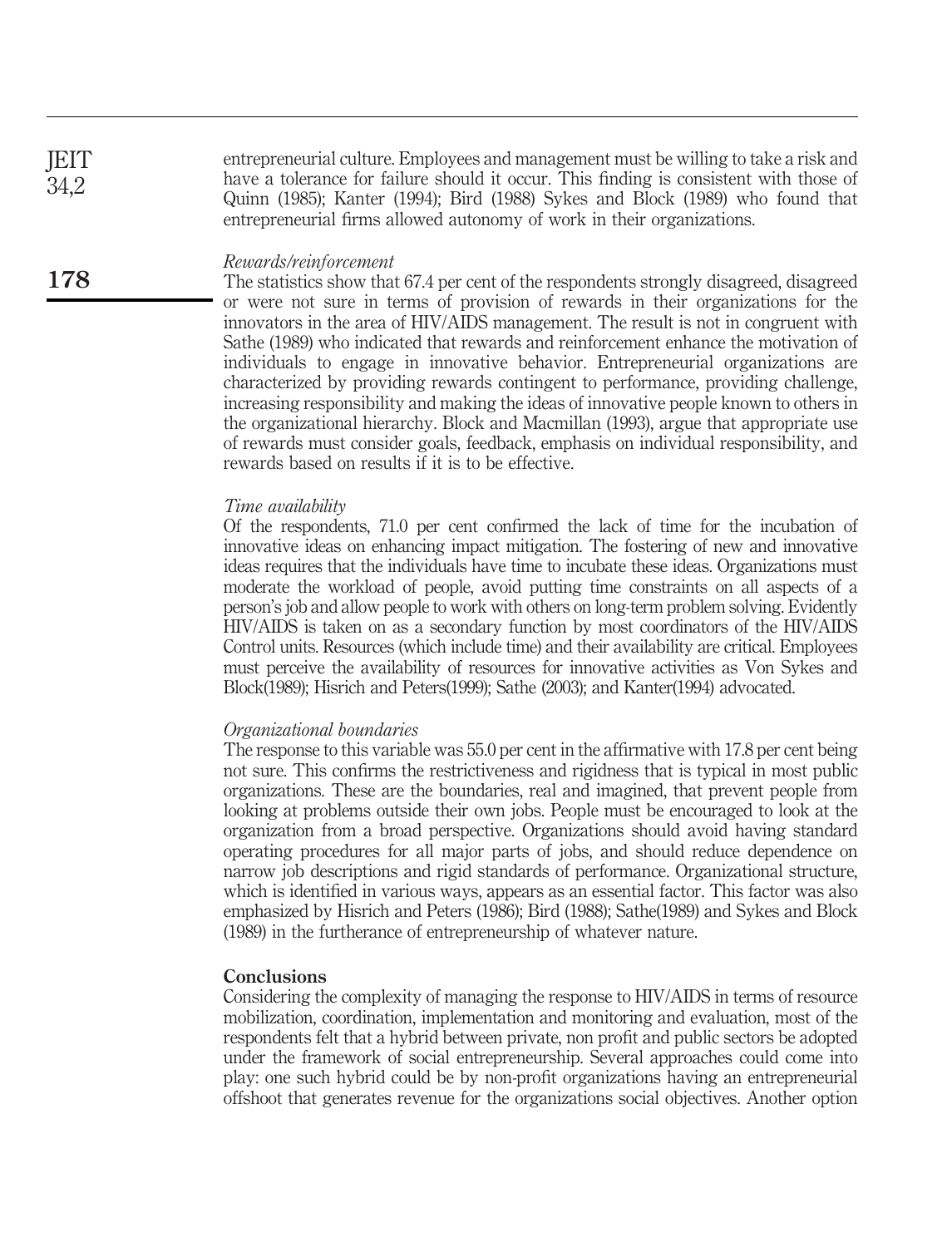entrepreneurial culture. Employees and management must be willing to take a risk and have a tolerance for failure should it occur. This finding is consistent with those of Quinn (1985); Kanter (1994); Bird (1988) Sykes and Block (1989) who found that entrepreneurial firms allowed autonomy of work in their organizations.

*Rewards/reinforcement*

The statistics show that 67.4 per cent of the respondents strongly disagreed, disagreed or were not sure in terms of provision of rewards in their organizations for the innovators in the area of HIV/AIDS management. The result is not in congruent with Sathe (1989) who indicated that rewards and reinforcement enhance the motivation of individuals to engage in innovative behavior. Entrepreneurial organizations are characterized by providing rewards contingent to performance, providing challenge, increasing responsibility and making the ideas of innovative people known to others in the organizational hierarchy. Block and Macmillan (1993), argue that appropriate use of rewards must consider goals, feedback, emphasis on individual responsibility, and rewards based on results if it is to be effective.

*Time availability*

Of the respondents, 71.0 per cent confirmed the lack of time for the incubation of innovative ideas on enhancing impact mitigation. The fostering of new and innovative ideas requires that the individuals have time to incubate these ideas. Organizations must moderate the workload of people, avoid putting time constraints on all aspects of a person's job and allow people to work with others on long-term problem solving. Evidently HIV/AIDS is taken on as a secondary function by most coordinators of the HIV/AIDS Control units. Resources (which include time) and their availability are critical. Employees must perceive the availability of resources for innovative activities as Von Sykes and Block(1989); Hisrich and Peters(1999); Sathe (2003); and Kanter(1994) advocated.

*Organizational boundaries*

The response to this variable was 55.0 per cent in the affirmative with 17.8 per cent being not sure. This confirms the restrictiveness and rigidness that is typical in most public organizations. These are the boundaries, real and imagined, that prevent people from looking at problems outside their own jobs. People must be encouraged to look at the organization from a broad perspective. Organizations should avoid having standard operating procedures for all major parts of jobs, and should reduce dependence on narrow job descriptions and rigid standards of performance. Organizational structure, which is identified in various ways, appears as an essential factor. This factor was also emphasized by Hisrich and Peters (1986); Bird (1988); Sathe(1989) and Sykes and Block (1989) in the furtherance of entrepreneurship of whatever nature.

## Conclusions

Considering the complexity of managing the response to HIV/AIDS in terms of resource mobilization, coordination, implementation and monitoring and evaluation, most of the respondents felt that a hybrid between private, non profit and public sectors be adopted under the framework of social entrepreneurship. Several approaches could come into play: one such hybrid could be by non-profit organizations having an entrepreneurial offshoot that generates revenue for the organizations social objectives. Another option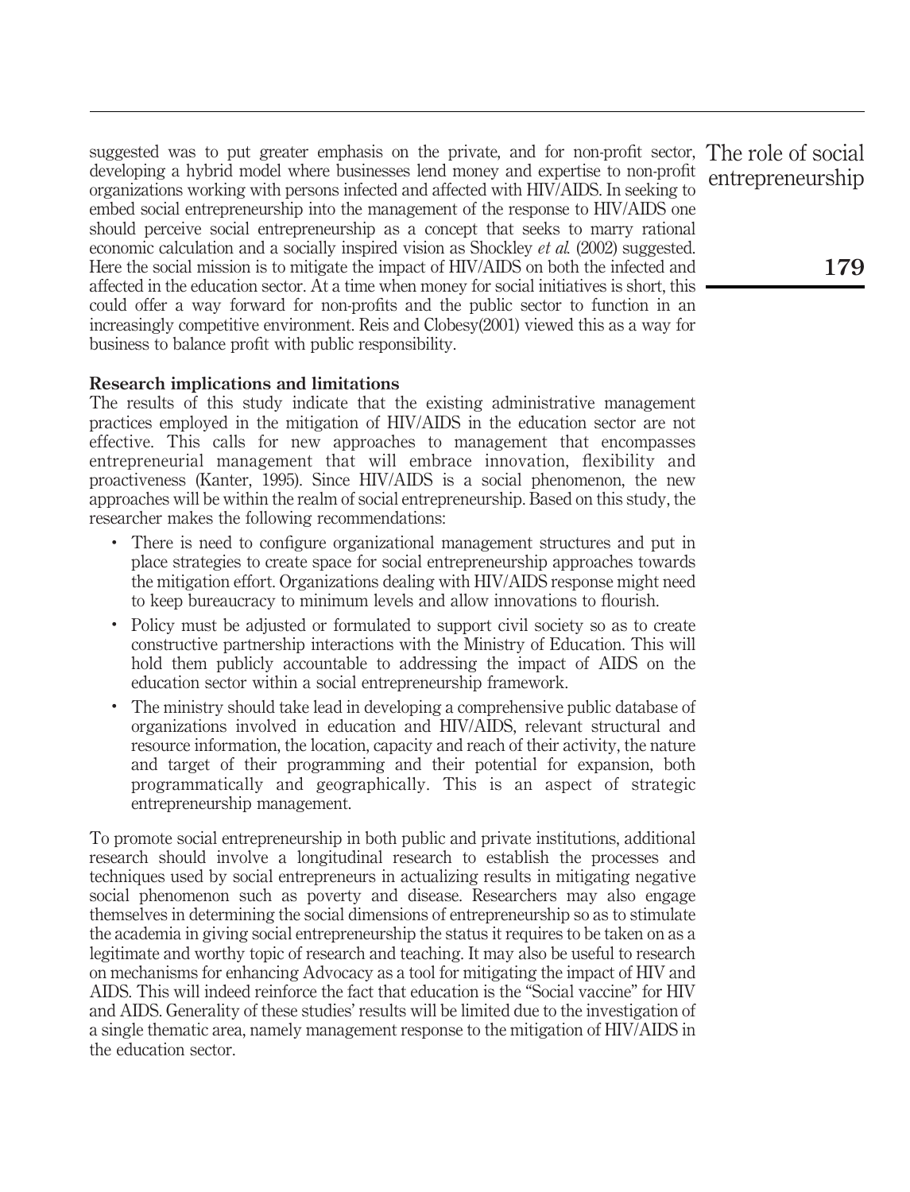suggested was to put greater emphasis on the private, and for non-profit sector, developing a hybrid model where businesses lend money and expertise to non-profit organizations working with persons infected and affected with HIV/AIDS. In seeking to embed social entrepreneurship into the management of the response to HIV/AIDS one should perceive social entrepreneurship as a concept that seeks to marry rational economic calculation and a socially inspired vision as Shockley *et al.* (2002) suggested. Here the social mission is to mitigate the impact of HIV/AIDS on both the infected and affected in the education sector. At a time when money for social initiatives is short, this could offer a way forward for non-profits and the public sector to function in an increasingly competitive environment. Reis and Clobesy(2001) viewed this as a way for business to balance profit with public responsibility.

**Research implications and limitations**

The results of this study indicate that the existing administrative management practices employed in the mitigation of HIV/AIDS in the education sector are not effective. This calls for new approaches to management that encompasses entrepreneurial management that will embrace innovation, flexibility and proactiveness (Kanter, 1995). Since HIV/AIDS is a social phenomenon, the new approaches will be within the realm of social entrepreneurship. Based on this study, the researcher makes the following recommendations:

- There is need to configure organizational management structures and put in place strategies to create space for social entrepreneurship approaches towards the mitigation effort. Organizations dealing with HIV/AIDS response might need to keep bureaucracy to minimum levels and allow innovations to flourish.
- Policy must be adjusted or formulated to support civil society so as to create constructive partnership interactions with the Ministry of Education. This will hold them publicly accountable to addressing the impact of AIDS on the education sector within a social entrepreneurship framework.
- The ministry should take lead in developing a comprehensive public database of organizations involved in education and HIV/AIDS, relevant structural and resource information, the location, capacity and reach of their activity, the nature and target of their programming and their potential for expansion, both programmatically and geographically. This is an aspect of strategic entrepreneurship management.

To promote social entrepreneurship in both public and private institutions, additional research should involve a longitudinal research to establish the processes and techniques used by social entrepreneurs in actualizing results in mitigating negative social phenomenon such as poverty and disease. Researchers may also engage themselves in determining the social dimensions of entrepreneurship so as to stimulate the academia in giving social entrepreneurship the status it requires to be taken on as a legitimate and worthy topic of research and teaching. It may also be useful to research on mechanisms for enhancing Advocacy as a tool for mitigating the impact of HIV and AIDS. This will indeed reinforce the fact that education is the "Social vaccine" for HIV and AIDS. Generality of these studies' results will be limited due to the investigation of a single thematic area, namely management response to the mitigation of HIV/AIDS in the education sector.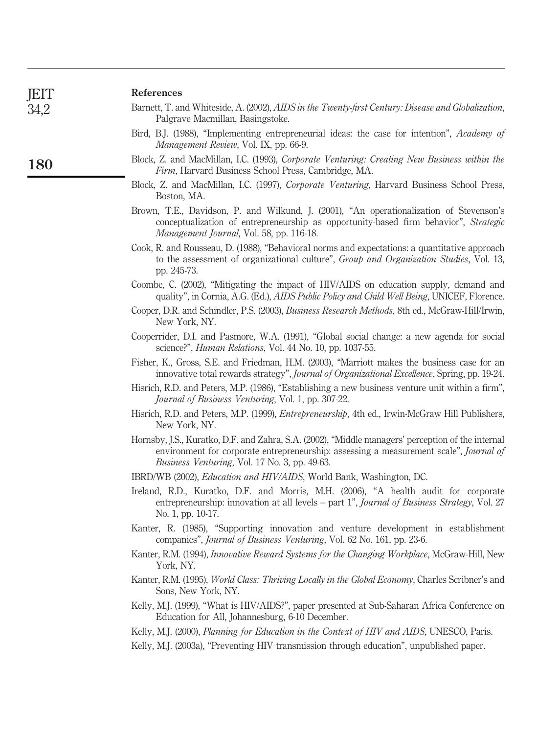## References

Barnett, T. and Whiteside, A. (2002), *AIDS in the Twenty-first Century: Disease and Globalization*, Palgrave Macmillan, Basingstoke.

Bird, B.J. (1988), "Implementing entrepreneurial ideas: the case for intention", *Academy of Management Review*, Vol. IX, pp. 66-9.

Block, Z. and MacMillan, I.C. (1993), *Corporate Venturing: Creating New Business within the Firm*, Harvard Business School Press, Cambridge, MA.

Block, Z. and MacMillan, I.C. (1997), *Corporate Venturing*, Harvard Business School Press, Boston, MA.

Brown, T.E., Davidson, P. and Wilkund, J. (2001), "An operationalization of Stevenson's conceptualization of entrepreneurship as opportunity-based firm behavior", *Strategic Management Journal*, Vol. 58, pp. 116-18.

Cook, R. and Rousseau, D. (1988), "Behavioral norms and expectations: a quantitative approach to the assessment of organizational culture", *Group and Organization Studies*, Vol. 13, pp. 245-73.

Coombe, C. (2002), "Mitigating the impact of HIV/AIDS on education supply, demand and quality", in Cornia, A.G. (Ed.), *AIDS Public Policy and Child Well Being*, UNICEF, Florence.

Cooper, D.R. and Schindler, P.S. (2003), *Business Research Methods*, 8th ed., McGraw-Hill/Irwin, New York, NY.

Cooperrider, D.I. and Pasmore, W.A. (1991), "Global social change: a new agenda for social science?", *Human Relations*, Vol. 44 No. 10, pp. 1037-55.

Fisher, K., Gross, S.E. and Friedman, H.M. (2003), "Marriott makes the business case for an innovative total rewards strategy", *Journal of Organizational Excellence*, Spring, pp. 19-24.

Hisrich, R.D. and Peters, M.P. (1986), "Establishing a new business venture unit within a firm", *Journal of Business Venturing*, Vol. 1, pp. 307-22.

Hisrich, R.D. and Peters, M.P. (1999), *Entrepreneurship*, 4th ed., Irwin-McGraw Hill Publishers, New York, NY.

Hornsby, J.S., Kuratko, D.F. and Zahra, S.A. (2002), "Middle managers' perception of the internal environment for corporate entrepreneurship: assessing a measurement scale", *Journal of Business Venturing*, Vol. 17 No. 3, pp. 49-63.

IBRD/WB (2002), *Education and HIV/AIDS*, World Bank, Washington, DC.

Ireland, R.D., Kuratko, D.F. and Morris, M.H. (2006), "A health audit for corporate entrepreneurship: innovation at all levels – part 1", *Journal of Business Strategy*, Vol. 27 No. 1, pp. 10-17.

Kanter, R. (1985), "Supporting innovation and venture development in establishment companies", *Journal of Business Venturing*, Vol. 62 No. 161, pp. 23-6.

Kanter, R.M. (1994), *Innovative Reward Systems for the Changing Workplace*, McGraw-Hill, New York, NY.

Kanter, R.M. (1995), *World Class: Thriving Locally in the Global Economy*, Charles Scribner's and Sons, New York, NY.

Kelly, M.J. (1999), "What is HIV/AIDS?", paper presented at Sub-Saharan Africa Conference on Education for All, Johannesburg, 6-10 December.

Kelly, M.J. (2000), *Planning for Education in the Context of HIV and AIDS*, UNESCO, Paris.

Kelly, M.J. (2003a), "Preventing HIV transmission through education", unpublished paper.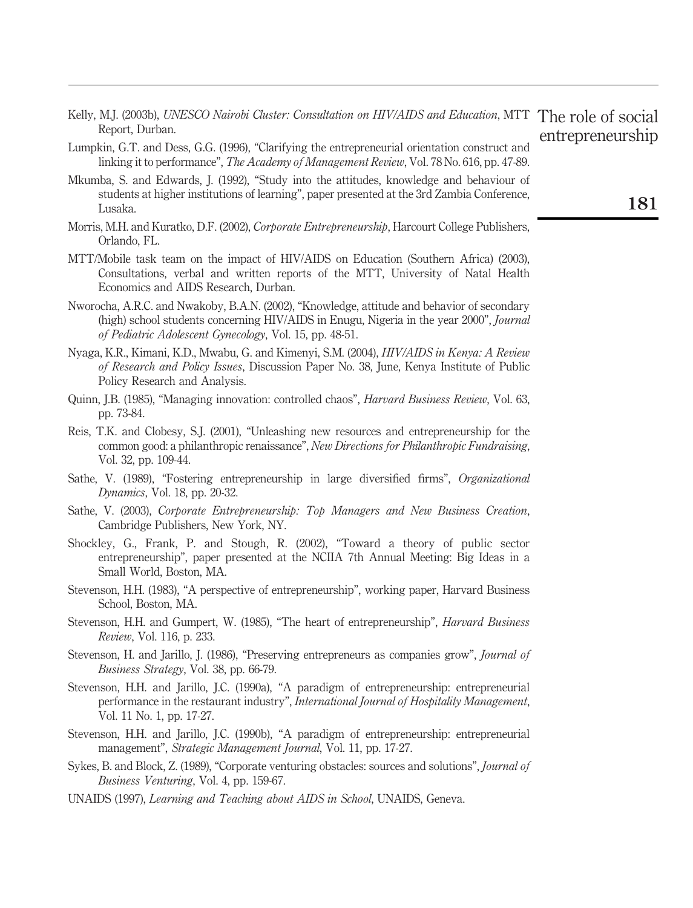Kelly, M.J. (2003b), *UNESCO Nairobi Cluster: Consultation on HIV/AIDS and Education*, MTT Report, Durban.

Lumpkin, G.T. and Dess, G.G. (1996), "Clarifying the entrepreneurial orientation construct and linking it to performance", *The Academy of Management Review*, Vol. 78 No. 616, pp. 47-89.

Mkumba, S. and Edwards, J. (1992), "Study into the attitudes, knowledge and behaviour of students at higher institutions of learning", paper presented at the 3rd Zambia Conference, Lusaka.

Morris, M.H. and Kuratko, D.F. (2002), *Corporate Entrepreneurship*, Harcourt College Publishers, Orlando, FL.

MTT/Mobile task team on the impact of HIV/AIDS on Education (Southern Africa) (2003), Consultations, verbal and written reports of the MTT, University of Natal Health Economics and AIDS Research, Durban.

Nworocha, A.R.C. and Nwakoby, B.A.N. (2002), "Knowledge, attitude and behavior of secondary (high) school students concerning HIV/AIDS in Enugu, Nigeria in the year 2000", *Journal of Pediatric Adolescent Gynecology*, Vol. 15, pp. 48-51.

Nyaga, K.R., Kimani, K.D., Mwabu, G. and Kimenyi, S.M. (2004), *HIV/AIDS in Kenya: A Review of Research and Policy Issues*, Discussion Paper No. 38, June, Kenya Institute of Public Policy Research and Analysis.

Quinn, J.B. (1985), "Managing innovation: controlled chaos", *Harvard Business Review*, Vol. 63, pp. 73-84.

Reis, T.K. and Clobesy, S.J. (2001), "Unleashing new resources and entrepreneurship for the common good: a philanthropic renaissance", *New Directions for Philanthropic Fundraising*, Vol. 32, pp. 109-44.

Sathe, V. (1989), "Fostering entrepreneurship in large diversified firms", *Organizational Dynamics*, Vol. 18, pp. 20-32.

Sathe, V. (2003), *Corporate Entrepreneurship: Top Managers and New Business Creation*, Cambridge Publishers, New York, NY.

Shockley, G., Frank, P. and Stough, R. (2002), "Toward a theory of public sector entrepreneurship", paper presented at the NCIIA 7th Annual Meeting: Big Ideas in a Small World, Boston, MA.

Stevenson, H.H. (1983), "A perspective of entrepreneurship", working paper, Harvard Business School, Boston, MA.

Stevenson, H.H. and Gumpert, W. (1985), "The heart of entrepreneurship", *Harvard Business Review*, Vol. 116, p. 233.

Stevenson, H. and Jarillo, J. (1986), "Preserving entrepreneurs as companies grow", *Journal of Business Strategy*, Vol. 38, pp. 66-79.

Stevenson, H.H. and Jarillo, J.C. (1990a), "A paradigm of entrepreneurship: entrepreneurial performance in the restaurant industry", *International Journal of Hospitality Management*, Vol. 11 No. 1, pp. 17-27.

Stevenson, H.H. and Jarillo, J.C. (1990b), "A paradigm of entrepreneurship: entrepreneurial management", *Strategic Management Journal*, Vol. 11, pp. 17-27.

Sykes, B. and Block, Z. (1989), "Corporate venturing obstacles: sources and solutions", *Journal of Business Venturing*, Vol. 4, pp. 159-67.

UNAIDS (1997), *Learning and Teaching about AIDS in School*, UNAIDS, Geneva.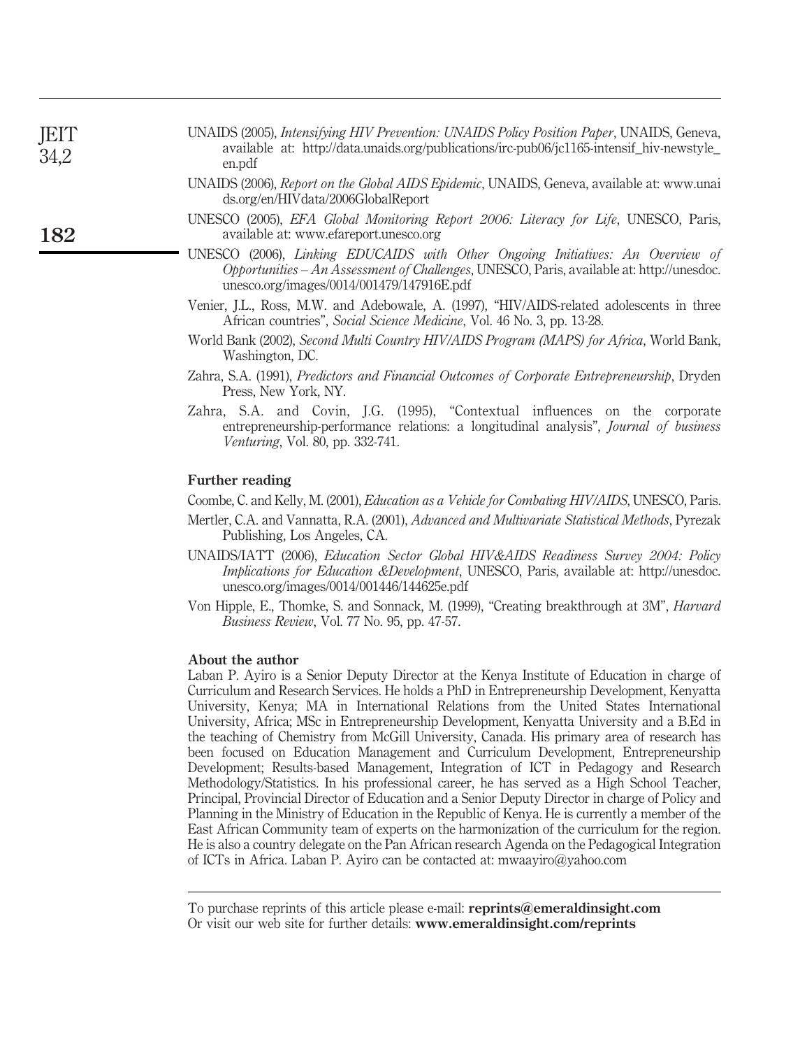UNAIDS (2005), *Intensifying HIV Prevention: UNAIDS Policy Position Paper*, UNAIDS, Geneva, available at: http://data.unaids.org/publications/irc-pub06/jc1165-intensif_hiv-newstyle_en.pdf

UNAIDS (2006), *Report on the Global AIDS Epidemic*, UNAIDS, Geneva, available at: www.unaids.org/en/HIVdata/2006GlobalReport

UNESCO (2005), *EFA Global Monitoring Report 2006: Literacy for Life*, UNESCO, Paris, available at: www.efareport.unesco.org

UNESCO (2006), *Linking EDUCAIDS with Other Ongoing Initiatives: An Overview of Opportunities – An Assessment of Challenges*, UNESCO, Paris, available at: http://unesdoc.unesco.org/images/0014/001479/147916E.pdf

Venier, J.L., Ross, M.W. and Adebowale, A. (1997), "HIV/AIDS-related adolescents in three African countries", *Social Science Medicine*, Vol. 46 No. 3, pp. 13-28.

World Bank (2002), *Second Multi Country HIV/AIDS Program (MAPS) for Africa*, World Bank, Washington, DC.

Zahra, S.A. (1991), *Predictors and Financial Outcomes of Corporate Entrepreneurship*, Dryden Press, New York, NY.

Zahra, S.A. and Covin, J.G. (1995), "Contextual influences on the corporate entrepreneurship-performance relations: a longitudinal analysis", *Journal of business Venturing*, Vol. 80, pp. 332-741.

## Further reading

Coombe, C. and Kelly, M. (2001), *Education as a Vehicle for Combating HIV/AIDS*, UNESCO, Paris.

Mertler, C.A. and Vannatta, R.A. (2001), *Advanced and Multivariate Statistical Methods*, Pyrezak Publishing, Los Angeles, CA.

UNAIDS/IATT (2006), *Education Sector Global HIV&AIDS Readiness Survey 2004: Policy Implications for Education &Development*, UNESCO, Paris, available at: http://unesdoc.unesco.org/images/0014/001446/144625e.pdf

Von Hipple, E., Thomke, S. and Sonnack, M. (1999), "Creating breakthrough at 3M", *Harvard Business Review*, Vol. 77 No. 95, pp. 47-57.

## About the author

Laban P. Ayiro is a Senior Deputy Director at the Kenya Institute of Education in charge of Curriculum and Research Services. He holds a PhD in Entrepreneurship Development, Kenyatta University, Kenya; MA in International Relations from the United States International University, Africa; MSc in Entrepreneurship Development, Kenyatta University and a B.Ed in the teaching of Chemistry from McGill University, Canada. His primary area of research has been focused on Education Management and Curriculum Development, Entrepreneurship Development; Results-based Management, Integration of ICT in Pedagogy and Research Methodology/Statistics. In his professional career, he has served as a High School Teacher, Principal, Provincial Director of Education and a Senior Deputy Director in charge of Policy and Planning in the Ministry of Education in the Republic of Kenya. He is currently a member of the East African Community team of experts on the harmonization of the curriculum for the region. He is also a country delegate on the Pan African research Agenda on the Pedagogical Integration of ICTs in Africa. Laban P. Ayiro can be contacted at: mwaayiro@yahoo.com

To purchase reprints of this article please e-mail: **reprints@emeraldinsight.com**
Or visit our web site for further details: **www.emeraldinsight.com/reprints**